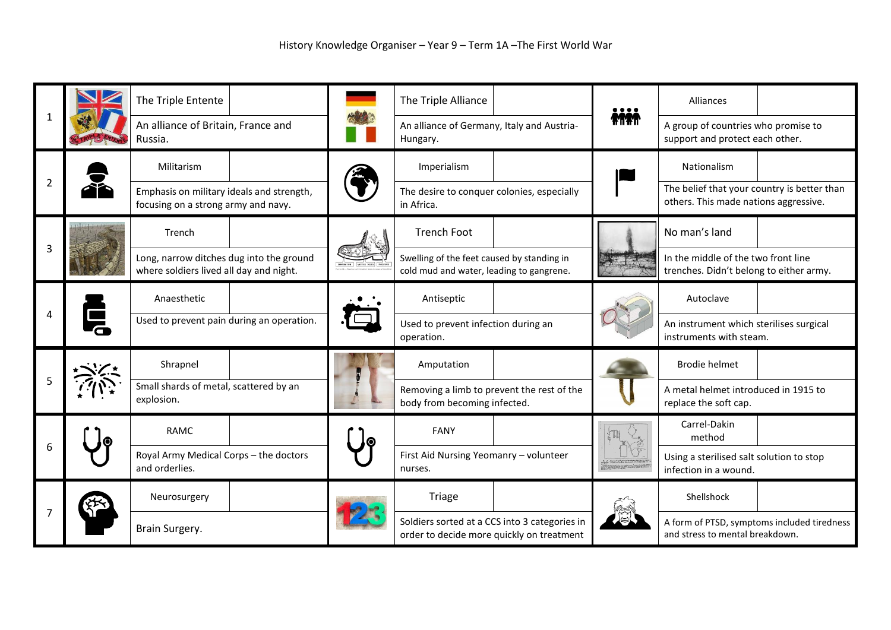# History Knowledge Organiser – Year 9 – Term 1A –The First World War

| # | Term | Definition | Term | Definition | Term | Definition |
|---|---|---|---|---|---|---|
| 1 | The Triple Entente | An alliance of Britain, France and Russia. | The Triple Alliance | An alliance of Germany, Italy and Austria-Hungary. | Alliances | A group of countries who promise to support and protect each other. |
| 2 | Militarism | Emphasis on military ideals and strength, focusing on a strong army and navy. | Imperialism | The desire to conquer colonies, especially in Africa. | Nationalism | The belief that your country is better than others. This made nations aggressive. |
| 3 | Trench | Long, narrow ditches dug into the ground where soldiers lived all day and night. | Trench Foot | Swelling of the feet caused by standing in cold mud and water, leading to gangrene. | No man's land | In the middle of the two front line trenches. Didn't belong to either army. |
| 4 | Anaesthetic | Used to prevent pain during an operation. | Antiseptic | Used to prevent infection during an operation. | Autoclave | An instrument which sterilises surgical instruments with steam. |
| 5 | Shrapnel | Small shards of metal, scattered by an explosion. | Amputation | Removing a limb to prevent the rest of the body from becoming infected. | Brodie helmet | A metal helmet introduced in 1915 to replace the soft cap. |
| 6 | RAMC | Royal Army Medical Corps – the doctors and orderlies. | FANY | First Aid Nursing Yeomanry – volunteer nurses. | Carrel-Dakin method | Using a sterilised salt solution to stop infection in a wound. |
| 7 | Neurosurgery | Brain Surgery. | Triage | Soldiers sorted at a CCS into 3 categories in order to decide more quickly on treatment | Shellshock | A form of PTSD, symptoms included tiredness and stress to mental breakdown. |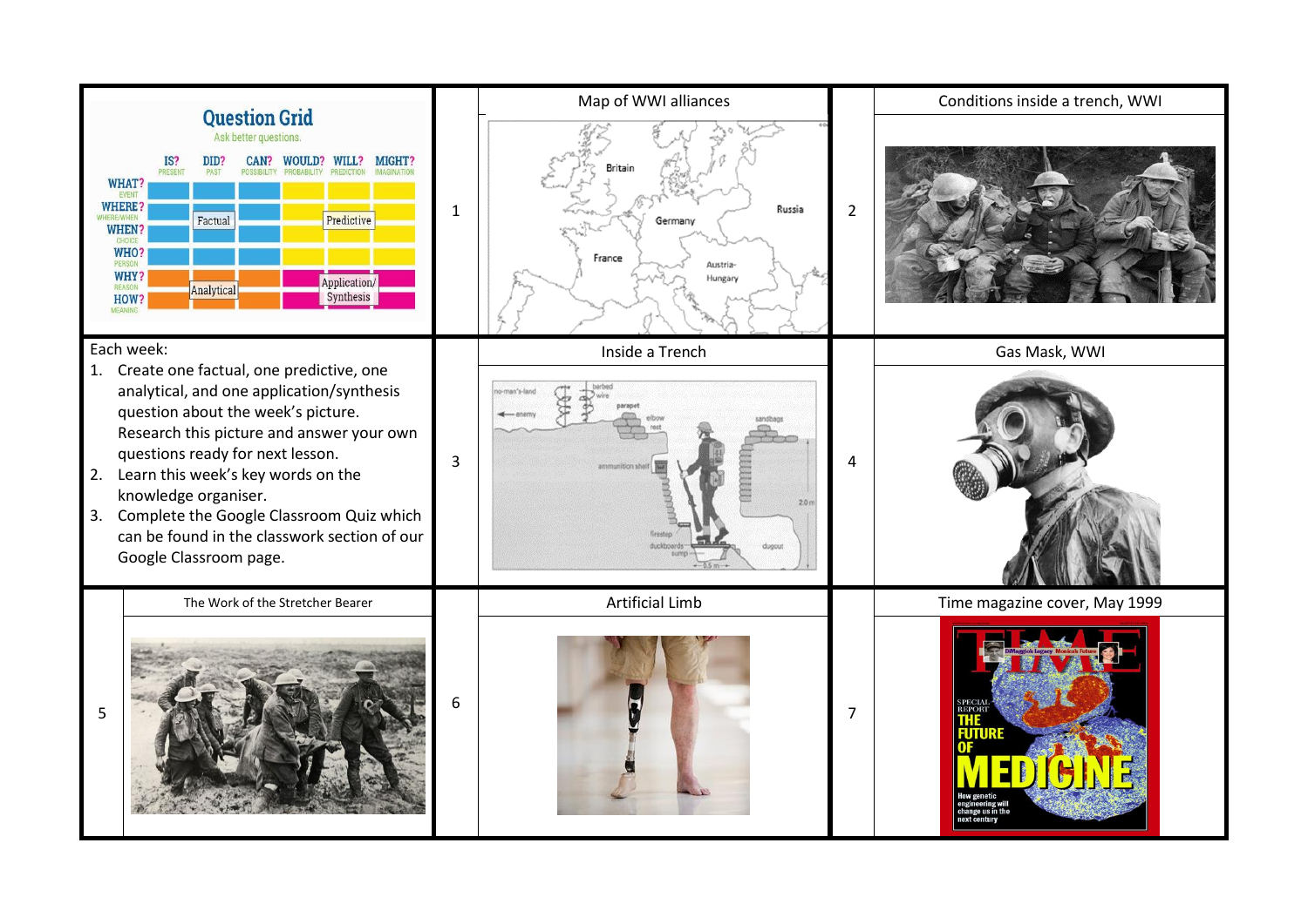| | | | | |
|---|---|---|---|---|
| **Question Grid** Ask better questions. | 1 | Map of WWI alliances | 2 | Conditions inside a trench, WWI |
| Each week:<br>1. Create one factual, one predictive, one analytical, and one application/synthesis question about the week's picture. Research this picture and answer your own questions ready for next lesson.<br>2. Learn this week's key words on the knowledge organiser.<br>3. Complete the Google Classroom Quiz which can be found in the classwork section of our Google Classroom page. | 3 | Inside a Trench | 4 | Gas Mask, WWI |
| 5 — The Work of the Stretcher Bearer | 6 | Artificial Limb | 7 | Time magazine cover, May 1999 |